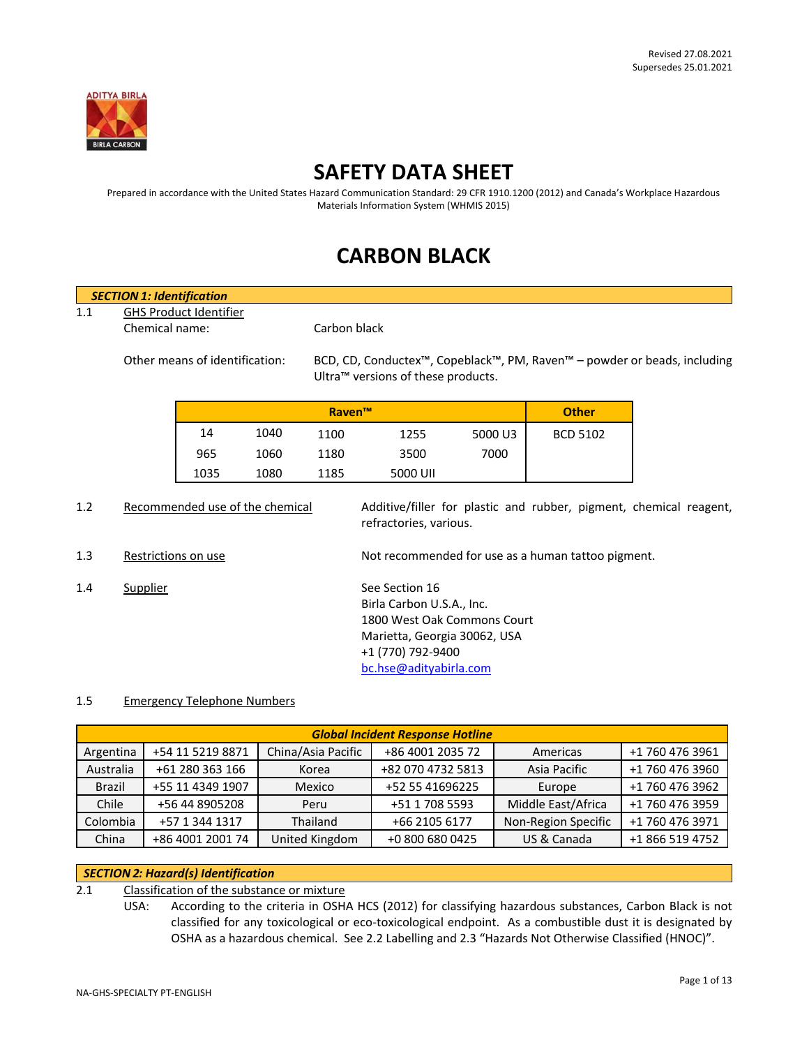Revised 27.08.2021
Supersedes 25.01.2021

# SAFETY DATA SHEET

Prepared in accordance with the United States Hazard Communication Standard: 29 CFR 1910.1200 (2012) and Canada's Workplace Hazardous Materials Information System (WHMIS 2015)

# CARBON BLACK

## SECTION 1: Identification

1.1 GHS Product Identifier

Chemical name: Carbon black

Other means of identification: BCD, CD, Conductex™, Copeblack™, PM, Raven™ – powder or beads, including Ultra™ versions of these products.

| Raven™ | | | | | Other |
|---|---|---|---|---|---|
| 14 | 1040 | 1100 | 1255 | 5000 U3 | BCD 5102 |
| 965 | 1060 | 1180 | 3500 | 7000 | |
| 1035 | 1080 | 1185 | 5000 UII | | |

1.2 Recommended use of the chemical: Additive/filler for plastic and rubber, pigment, chemical reagent, refractories, various.

1.3 Restrictions on use: Not recommended for use as a human tattoo pigment.

1.4 Supplier: See Section 16
Birla Carbon U.S.A., Inc.
1800 West Oak Commons Court
Marietta, Georgia 30062, USA
+1 (770) 792-9400
bc.hse@adityabirla.com

1.5 Emergency Telephone Numbers

| Global Incident Response Hotline | | | | | |
|---|---|---|---|---|---|
| Argentina | +54 11 5219 8871 | China/Asia Pacific | +86 4001 2035 72 | Americas | +1 760 476 3961 |
| Australia | +61 280 363 166 | Korea | +82 070 4732 5813 | Asia Pacific | +1 760 476 3960 |
| Brazil | +55 11 4349 1907 | Mexico | +52 55 41696225 | Europe | +1 760 476 3962 |
| Chile | +56 44 8905208 | Peru | +51 1 708 5593 | Middle East/Africa | +1 760 476 3959 |
| Colombia | +57 1 344 1317 | Thailand | +66 2105 6177 | Non-Region Specific | +1 760 476 3971 |
| China | +86 4001 2001 74 | United Kingdom | +0 800 680 0425 | US & Canada | +1 866 519 4752 |

## SECTION 2: Hazard(s) Identification

2.1 Classification of the substance or mixture

USA: According to the criteria in OSHA HCS (2012) for classifying hazardous substances, Carbon Black is not classified for any toxicological or eco-toxicological endpoint. As a combustible dust it is designated by OSHA as a hazardous chemical. See 2.2 Labelling and 2.3 "Hazards Not Otherwise Classified (HNOC)".

NA-GHS-SPECIALTY PT-ENGLISH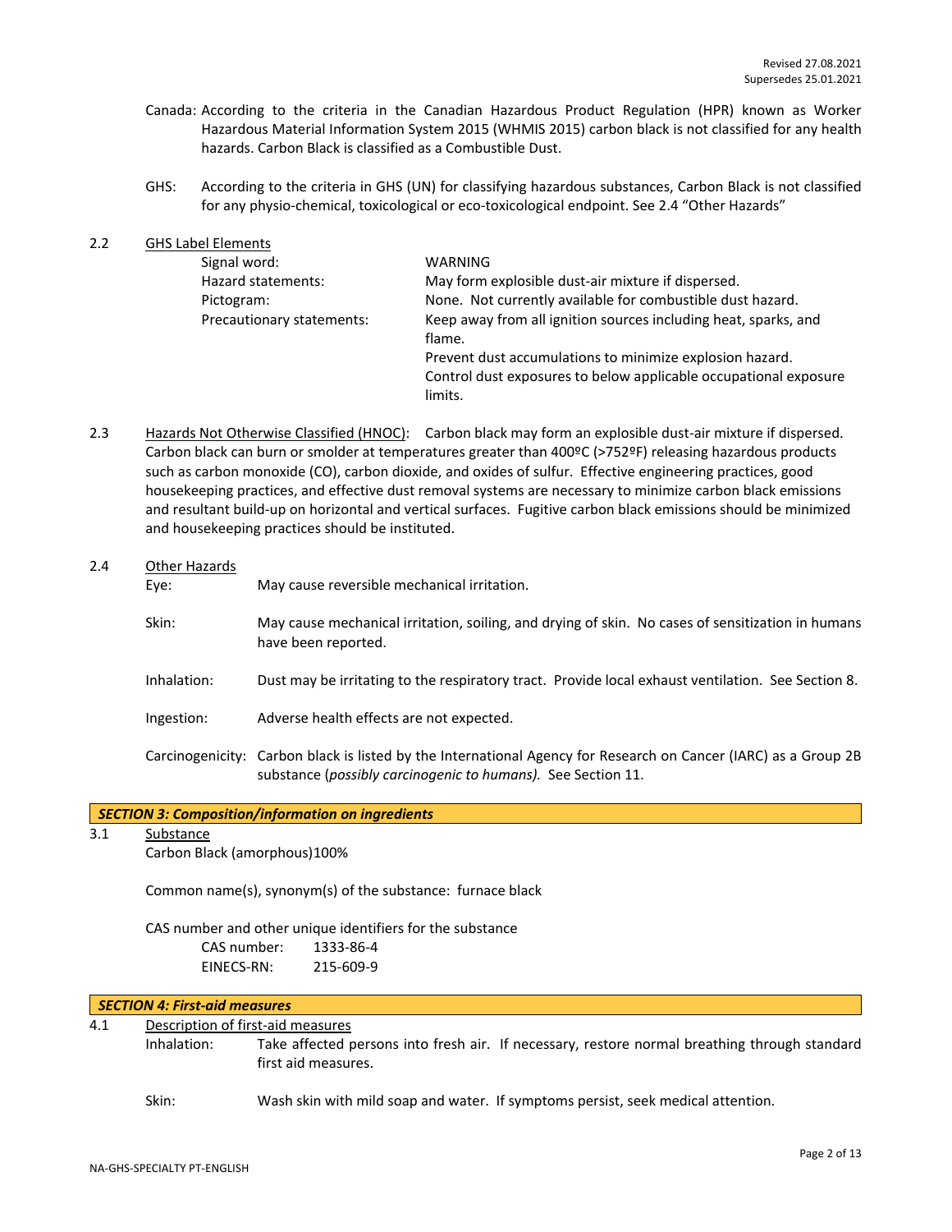Canada: According to the criteria in the Canadian Hazardous Product Regulation (HPR) known as Worker Hazardous Material Information System 2015 (WHMIS 2015) carbon black is not classified for any health hazards. Carbon Black is classified as a Combustible Dust.

GHS: According to the criteria in GHS (UN) for classifying hazardous substances, Carbon Black is not classified for any physio-chemical, toxicological or eco-toxicological endpoint. See 2.4 "Other Hazards"

2.2 GHS Label Elements

| | |
|---|---|
| Signal word: | WARNING |
| Hazard statements: | May form explosible dust-air mixture if dispersed. |
| Pictogram: | None. Not currently available for combustible dust hazard. |
| Precautionary statements: | Keep away from all ignition sources including heat, sparks, and flame.<br>Prevent dust accumulations to minimize explosion hazard.<br>Control dust exposures to below applicable occupational exposure limits. |

2.3 Hazards Not Otherwise Classified (HNOC): Carbon black may form an explosible dust-air mixture if dispersed. Carbon black can burn or smolder at temperatures greater than 400ºC (>752ºF) releasing hazardous products such as carbon monoxide (CO), carbon dioxide, and oxides of sulfur. Effective engineering practices, good housekeeping practices, and effective dust removal systems are necessary to minimize carbon black emissions and resultant build-up on horizontal and vertical surfaces. Fugitive carbon black emissions should be minimized and housekeeping practices should be instituted.

2.4 Other Hazards

Eye: May cause reversible mechanical irritation.

Skin: May cause mechanical irritation, soiling, and drying of skin. No cases of sensitization in humans have been reported.

Inhalation: Dust may be irritating to the respiratory tract. Provide local exhaust ventilation. See Section 8.

Ingestion: Adverse health effects are not expected.

Carcinogenicity: Carbon black is listed by the International Agency for Research on Cancer (IARC) as a Group 2B substance (*possibly carcinogenic to humans).* See Section 11.

## *SECTION 3: Composition/information on ingredients*

3.1 Substance

Carbon Black (amorphous)100%

Common name(s), synonym(s) of the substance: furnace black

CAS number and other unique identifiers for the substance

CAS number: 1333-86-4

EINECS-RN: 215-609-9

## *SECTION 4: First-aid measures*

4.1 Description of first-aid measures

Inhalation: Take affected persons into fresh air. If necessary, restore normal breathing through standard first aid measures.

Skin: Wash skin with mild soap and water. If symptoms persist, seek medical attention.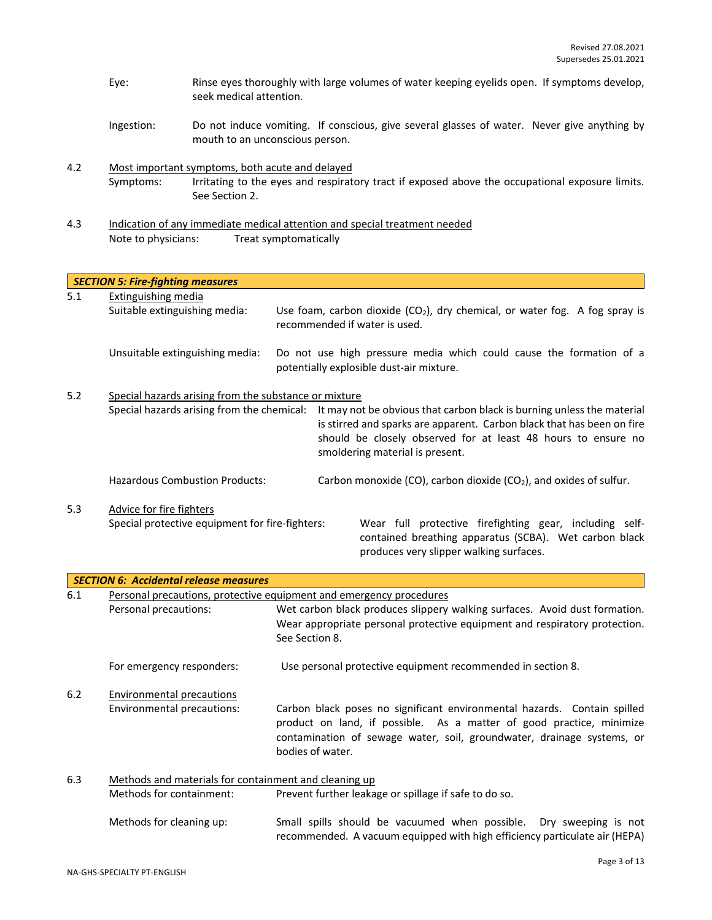Revised 27.08.2021
Supersedes 25.01.2021

Eye: Rinse eyes thoroughly with large volumes of water keeping eyelids open. If symptoms develop, seek medical attention.

Ingestion: Do not induce vomiting. If conscious, give several glasses of water. Never give anything by mouth to an unconscious person.

4.2 Most important symptoms, both acute and delayed

Symptoms: Irritating to the eyes and respiratory tract if exposed above the occupational exposure limits. See Section 2.

4.3 Indication of any immediate medical attention and special treatment needed

Note to physicians: Treat symptomatically

## *SECTION 5: Fire-fighting measures*

5.1 Extinguishing media

Suitable extinguishing media: Use foam, carbon dioxide ($CO_2$), dry chemical, or water fog. A fog spray is recommended if water is used.

Unsuitable extinguishing media: Do not use high pressure media which could cause the formation of a potentially explosible dust-air mixture.

5.2 Special hazards arising from the substance or mixture

Special hazards arising from the chemical: It may not be obvious that carbon black is burning unless the material is stirred and sparks are apparent. Carbon black that has been on fire should be closely observed for at least 48 hours to ensure no smoldering material is present.

Hazardous Combustion Products: Carbon monoxide (CO), carbon dioxide ($CO_2$), and oxides of sulfur.

5.3 Advice for fire fighters

Special protective equipment for fire-fighters: Wear full protective firefighting gear, including self-contained breathing apparatus (SCBA). Wet carbon black produces very slipper walking surfaces.

## *SECTION 6: Accidental release measures*

6.1 Personal precautions, protective equipment and emergency procedures

Personal precautions: Wet carbon black produces slippery walking surfaces. Avoid dust formation. Wear appropriate personal protective equipment and respiratory protection. See Section 8.

For emergency responders: Use personal protective equipment recommended in section 8.

6.2 Environmental precautions

Environmental precautions: Carbon black poses no significant environmental hazards. Contain spilled product on land, if possible. As a matter of good practice, minimize contamination of sewage water, soil, groundwater, drainage systems, or bodies of water.

6.3 Methods and materials for containment and cleaning up

Methods for containment: Prevent further leakage or spillage if safe to do so.

Methods for cleaning up: Small spills should be vacuumed when possible. Dry sweeping is not recommended. A vacuum equipped with high efficiency particulate air (HEPA)

NA-GHS-SPECIALTY PT-ENGLISH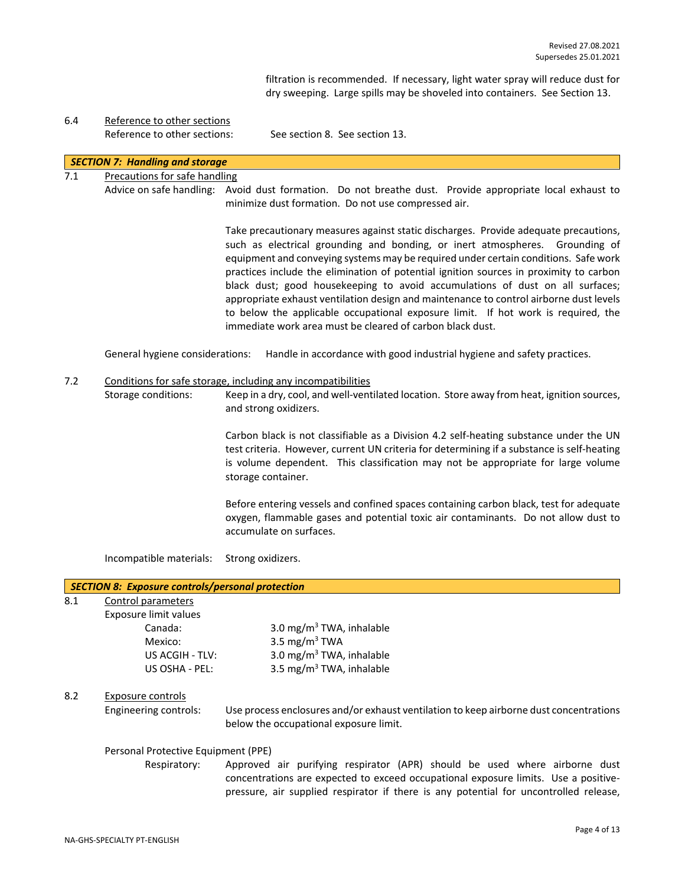filtration is recommended. If necessary, light water spray will reduce dust for dry sweeping. Large spills may be shoveled into containers. See Section 13.

6.4 Reference to other sections

Reference to other sections: See section 8. See section 13.

## *SECTION 7: Handling and storage*

7.1 Precautions for safe handling

Advice on safe handling: Avoid dust formation. Do not breathe dust. Provide appropriate local exhaust to minimize dust formation. Do not use compressed air.

Take precautionary measures against static discharges. Provide adequate precautions, such as electrical grounding and bonding, or inert atmospheres. Grounding of equipment and conveying systems may be required under certain conditions. Safe work practices include the elimination of potential ignition sources in proximity to carbon black dust; good housekeeping to avoid accumulations of dust on all surfaces; appropriate exhaust ventilation design and maintenance to control airborne dust levels to below the applicable occupational exposure limit. If hot work is required, the immediate work area must be cleared of carbon black dust.

General hygiene considerations: Handle in accordance with good industrial hygiene and safety practices.

7.2 Conditions for safe storage, including any incompatibilities

Storage conditions: Keep in a dry, cool, and well-ventilated location. Store away from heat, ignition sources, and strong oxidizers.

Carbon black is not classifiable as a Division 4.2 self-heating substance under the UN test criteria. However, current UN criteria for determining if a substance is self-heating is volume dependent. This classification may not be appropriate for large volume storage container.

Before entering vessels and confined spaces containing carbon black, test for adequate oxygen, flammable gases and potential toxic air contaminants. Do not allow dust to accumulate on surfaces.

Incompatible materials: Strong oxidizers.

## *SECTION 8: Exposure controls/personal protection*

8.1 Control parameters

Exposure limit values

| | |
|---|---|
| Canada: | 3.0 mg/m$^3$ TWA, inhalable |
| Mexico: | 3.5 mg/m$^3$ TWA |
| US ACGIH - TLV: | 3.0 mg/m$^3$ TWA, inhalable |
| US OSHA - PEL: | 3.5 mg/m$^3$ TWA, inhalable |

8.2 Exposure controls

Engineering controls: Use process enclosures and/or exhaust ventilation to keep airborne dust concentrations below the occupational exposure limit.

Personal Protective Equipment (PPE)

Respiratory: Approved air purifying respirator (APR) should be used where airborne dust concentrations are expected to exceed occupational exposure limits. Use a positive-pressure, air supplied respirator if there is any potential for uncontrolled release,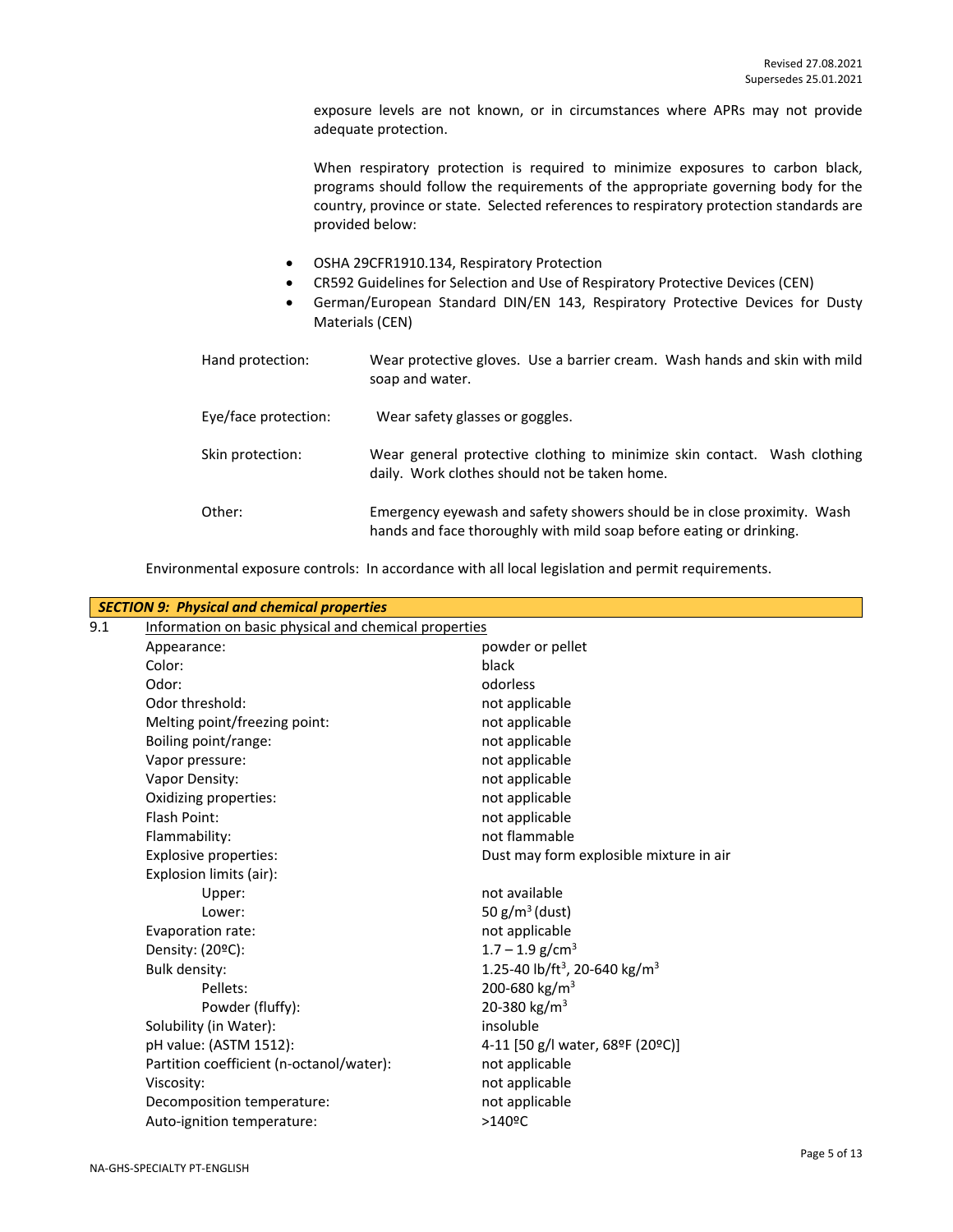exposure levels are not known, or in circumstances where APRs may not provide adequate protection.

When respiratory protection is required to minimize exposures to carbon black, programs should follow the requirements of the appropriate governing body for the country, province or state. Selected references to respiratory protection standards are provided below:

- OSHA 29CFR1910.134, Respiratory Protection
- CR592 Guidelines for Selection and Use of Respiratory Protective Devices (CEN)
- German/European Standard DIN/EN 143, Respiratory Protective Devices for Dusty Materials (CEN)

| | |
|---|---|
| Hand protection: | Wear protective gloves. Use a barrier cream. Wash hands and skin with mild soap and water. |
| Eye/face protection: | Wear safety glasses or goggles. |
| Skin protection: | Wear general protective clothing to minimize skin contact. Wash clothing daily. Work clothes should not be taken home. |
| Other: | Emergency eyewash and safety showers should be in close proximity. Wash hands and face thoroughly with mild soap before eating or drinking. |

Environmental exposure controls: In accordance with all local legislation and permit requirements.

## *SECTION 9: Physical and chemical properties*

9.1 Information on basic physical and chemical properties

| | |
|---|---|
| Appearance: | powder or pellet |
| Color: | black |
| Odor: | odorless |
| Odor threshold: | not applicable |
| Melting point/freezing point: | not applicable |
| Boiling point/range: | not applicable |
| Vapor pressure: | not applicable |
| Vapor Density: | not applicable |
| Oxidizing properties: | not applicable |
| Flash Point: | not applicable |
| Flammability: | not flammable |
| Explosive properties: | Dust may form explosible mixture in air |
| Explosion limits (air): | |
| Upper: | not available |
| Lower: | 50 g/m$^3$ (dust) |
| Evaporation rate: | not applicable |
| Density: (20ºC): | 1.7 – 1.9 g/cm$^3$ |
| Bulk density: | 1.25-40 lb/ft$^3$, 20-640 kg/m$^3$ |
| Pellets: | 200-680 kg/m$^3$ |
| Powder (fluffy): | 20-380 kg/m$^3$ |
| Solubility (in Water): | insoluble |
| pH value: (ASTM 1512): | 4-11 [50 g/l water, 68ºF (20ºC)] |
| Partition coefficient (n-octanol/water): | not applicable |
| Viscosity: | not applicable |
| Decomposition temperature: | not applicable |
| Auto-ignition temperature: | >140ºC |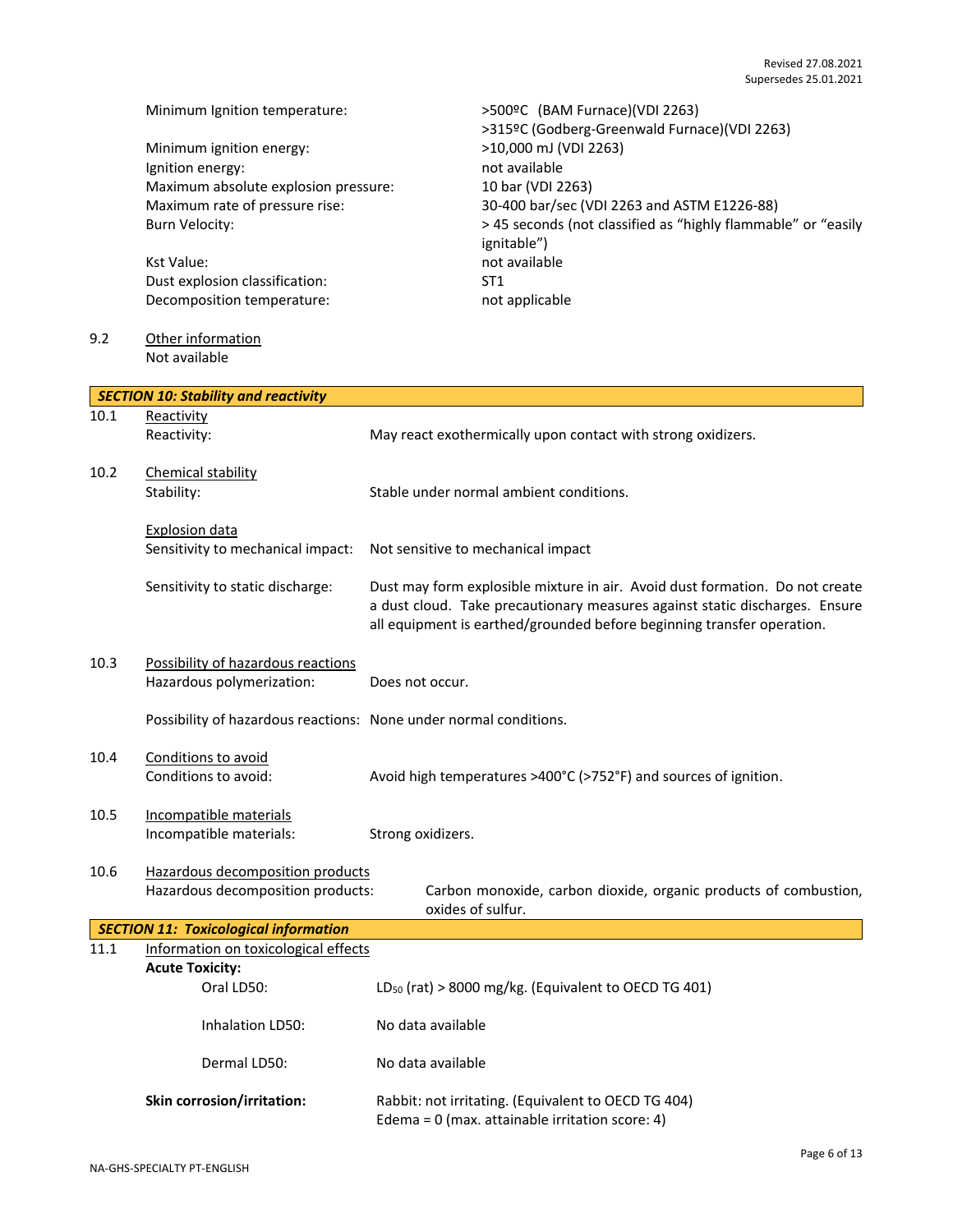| | |
|---|---|
| Minimum Ignition temperature: | >500ºC (BAM Furnace)(VDI 2263)<br>>315ºC (Godberg-Greenwald Furnace)(VDI 2263) |
| Minimum ignition energy: | >10,000 mJ (VDI 2263) |
| Ignition energy: | not available |
| Maximum absolute explosion pressure: | 10 bar (VDI 2263) |
| Maximum rate of pressure rise: | 30-400 bar/sec (VDI 2263 and ASTM E1226-88) |
| Burn Velocity: | > 45 seconds (not classified as "highly flammable" or "easily ignitable") |
| Kst Value: | not available |
| Dust explosion classification: | ST1 |
| Decomposition temperature: | not applicable |

9.2 Other information

Not available

## SECTION 10: Stability and reactivity

**10.1 Reactivity**

Reactivity: May react exothermically upon contact with strong oxidizers.

**10.2 Chemical stability**

Stability: Stable under normal ambient conditions.

Explosion data

Sensitivity to mechanical impact: Not sensitive to mechanical impact

Sensitivity to static discharge: Dust may form explosible mixture in air. Avoid dust formation. Do not create a dust cloud. Take precautionary measures against static discharges. Ensure all equipment is earthed/grounded before beginning transfer operation.

**10.3 Possibility of hazardous reactions**

Hazardous polymerization: Does not occur.

Possibility of hazardous reactions: None under normal conditions.

**10.4 Conditions to avoid**

Conditions to avoid: Avoid high temperatures >400°C (>752°F) and sources of ignition.

**10.5 Incompatible materials**

Incompatible materials: Strong oxidizers.

**10.6 Hazardous decomposition products**

Hazardous decomposition products: Carbon monoxide, carbon dioxide, organic products of combustion, oxides of sulfur.

## SECTION 11: Toxicological information

**11.1 Information on toxicological effects**

**Acute Toxicity:**

| | |
|---|---|
| Oral LD50: | $LD_{50}$ (rat) > 8000 mg/kg. (Equivalent to OECD TG 401) |
| Inhalation LD50: | No data available |
| Dermal LD50: | No data available |

**Skin corrosion/irritation:** Rabbit: not irritating. (Equivalent to OECD TG 404)
Edema = 0 (max. attainable irritation score: 4)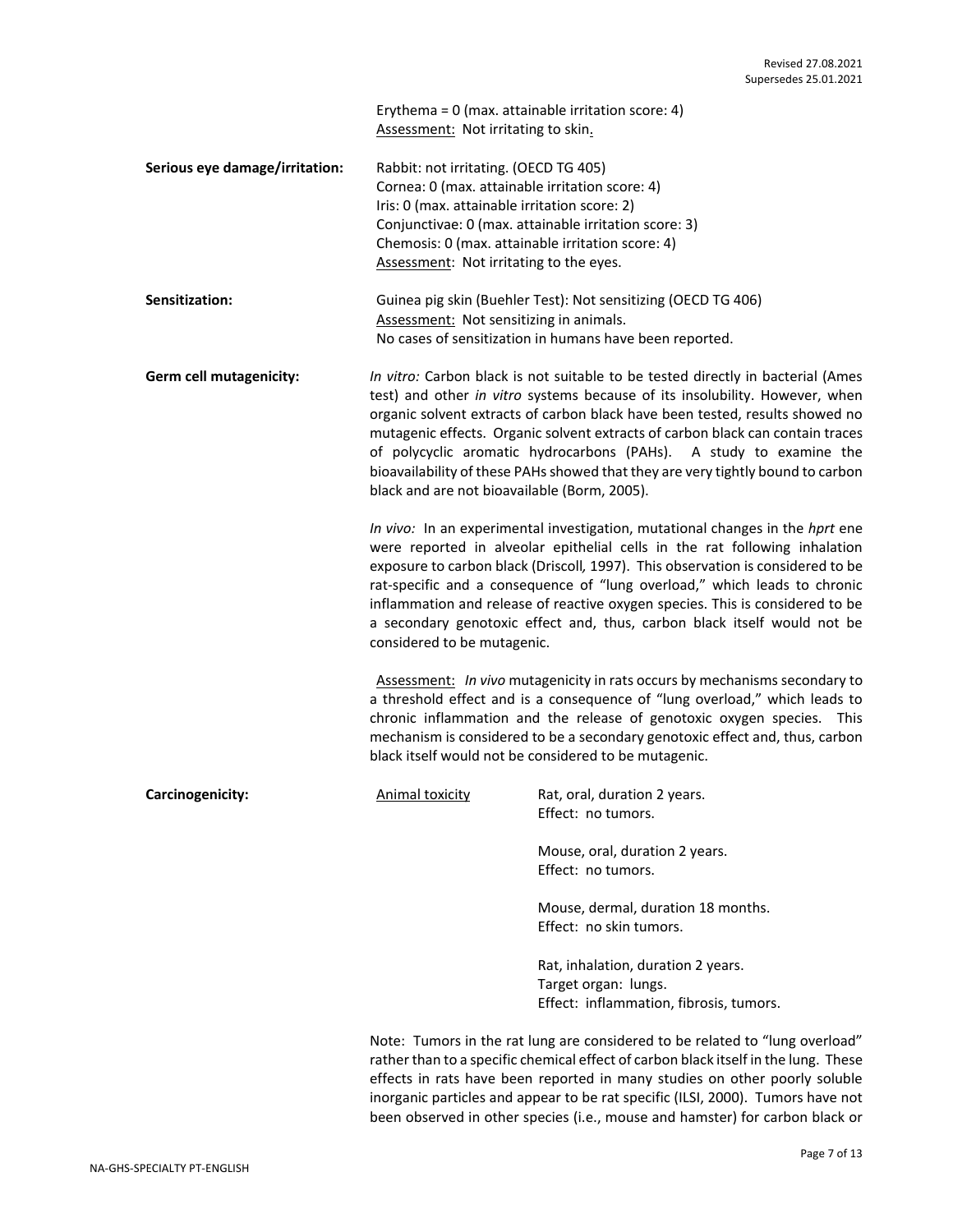Erythema = 0 (max. attainable irritation score: 4)
Assessment: Not irritating to skin.

**Serious eye damage/irritation:**

Rabbit: not irritating. (OECD TG 405)
Cornea: 0 (max. attainable irritation score: 4)
Iris: 0 (max. attainable irritation score: 2)
Conjunctivae: 0 (max. attainable irritation score: 3)
Chemosis: 0 (max. attainable irritation score: 4)
Assessment: Not irritating to the eyes.

**Sensitization:**

Guinea pig skin (Buehler Test): Not sensitizing (OECD TG 406)
Assessment: Not sensitizing in animals.
No cases of sensitization in humans have been reported.

**Germ cell mutagenicity:**

*In vitro:* Carbon black is not suitable to be tested directly in bacterial (Ames test) and other *in vitro* systems because of its insolubility. However, when organic solvent extracts of carbon black have been tested, results showed no mutagenic effects. Organic solvent extracts of carbon black can contain traces of polycyclic aromatic hydrocarbons (PAHs). A study to examine the bioavailability of these PAHs showed that they are very tightly bound to carbon black and are not bioavailable (Borm, 2005).

*In vivo:* In an experimental investigation, mutational changes in the *hprt* ene were reported in alveolar epithelial cells in the rat following inhalation exposure to carbon black (Driscoll, 1997). This observation is considered to be rat-specific and a consequence of "lung overload," which leads to chronic inflammation and release of reactive oxygen species. This is considered to be a secondary genotoxic effect and, thus, carbon black itself would not be considered to be mutagenic.

Assessment: *In vivo* mutagenicity in rats occurs by mechanisms secondary to a threshold effect and is a consequence of "lung overload," which leads to chronic inflammation and the release of genotoxic oxygen species. This mechanism is considered to be a secondary genotoxic effect and, thus, carbon black itself would not be considered to be mutagenic.

**Carcinogenicity:**

Animal toxicity

Rat, oral, duration 2 years.
Effect: no tumors.

Mouse, oral, duration 2 years.
Effect: no tumors.

Mouse, dermal, duration 18 months.
Effect: no skin tumors.

Rat, inhalation, duration 2 years.
Target organ: lungs.
Effect: inflammation, fibrosis, tumors.

Note: Tumors in the rat lung are considered to be related to "lung overload" rather than to a specific chemical effect of carbon black itself in the lung. These effects in rats have been reported in many studies on other poorly soluble inorganic particles and appear to be rat specific (ILSI, 2000). Tumors have not been observed in other species (i.e., mouse and hamster) for carbon black or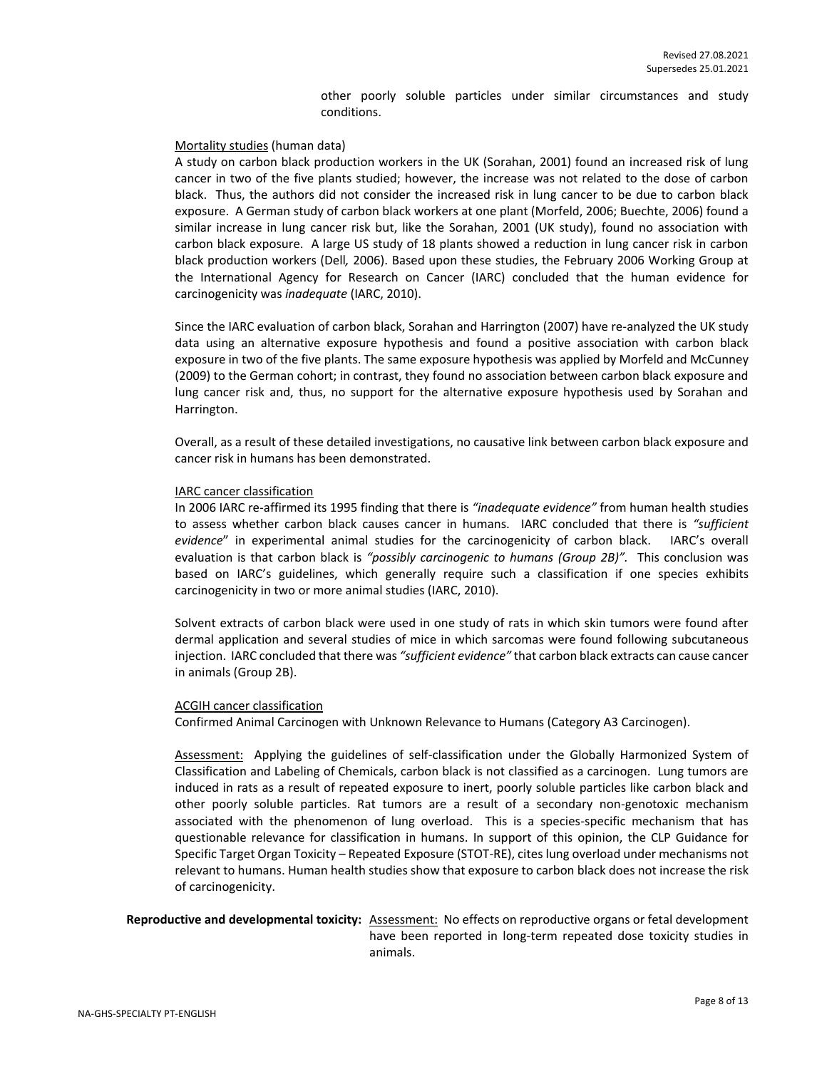other poorly soluble particles under similar circumstances and study conditions.

Mortality studies (human data)

A study on carbon black production workers in the UK (Sorahan, 2001) found an increased risk of lung cancer in two of the five plants studied; however, the increase was not related to the dose of carbon black. Thus, the authors did not consider the increased risk in lung cancer to be due to carbon black exposure. A German study of carbon black workers at one plant (Morfeld, 2006; Buechte, 2006) found a similar increase in lung cancer risk but, like the Sorahan, 2001 (UK study), found no association with carbon black exposure. A large US study of 18 plants showed a reduction in lung cancer risk in carbon black production workers (Dell*,* 2006). Based upon these studies, the February 2006 Working Group at the International Agency for Research on Cancer (IARC) concluded that the human evidence for carcinogenicity was *inadequate* (IARC, 2010).

Since the IARC evaluation of carbon black, Sorahan and Harrington (2007) have re-analyzed the UK study data using an alternative exposure hypothesis and found a positive association with carbon black exposure in two of the five plants. The same exposure hypothesis was applied by Morfeld and McCunney (2009) to the German cohort; in contrast, they found no association between carbon black exposure and lung cancer risk and, thus, no support for the alternative exposure hypothesis used by Sorahan and Harrington.

Overall, as a result of these detailed investigations, no causative link between carbon black exposure and cancer risk in humans has been demonstrated.

IARC cancer classification

In 2006 IARC re-affirmed its 1995 finding that there is *"inadequate evidence"* from human health studies to assess whether carbon black causes cancer in humans. IARC concluded that there is *"sufficient evidence*" in experimental animal studies for the carcinogenicity of carbon black. IARC's overall evaluation is that carbon black is *"possibly carcinogenic to humans (Group 2B)".* This conclusion was based on IARC's guidelines, which generally require such a classification if one species exhibits carcinogenicity in two or more animal studies (IARC, 2010).

Solvent extracts of carbon black were used in one study of rats in which skin tumors were found after dermal application and several studies of mice in which sarcomas were found following subcutaneous injection. IARC concluded that there was *"sufficient evidence"* that carbon black extracts can cause cancer in animals (Group 2B).

ACGIH cancer classification

Confirmed Animal Carcinogen with Unknown Relevance to Humans (Category A3 Carcinogen).

Assessment: Applying the guidelines of self-classification under the Globally Harmonized System of Classification and Labeling of Chemicals, carbon black is not classified as a carcinogen. Lung tumors are induced in rats as a result of repeated exposure to inert, poorly soluble particles like carbon black and other poorly soluble particles. Rat tumors are a result of a secondary non-genotoxic mechanism associated with the phenomenon of lung overload. This is a species-specific mechanism that has questionable relevance for classification in humans. In support of this opinion, the CLP Guidance for Specific Target Organ Toxicity – Repeated Exposure (STOT-RE), cites lung overload under mechanisms not relevant to humans. Human health studies show that exposure to carbon black does not increase the risk of carcinogenicity.

**Reproductive and developmental toxicity:** Assessment: No effects on reproductive organs or fetal development have been reported in long-term repeated dose toxicity studies in animals.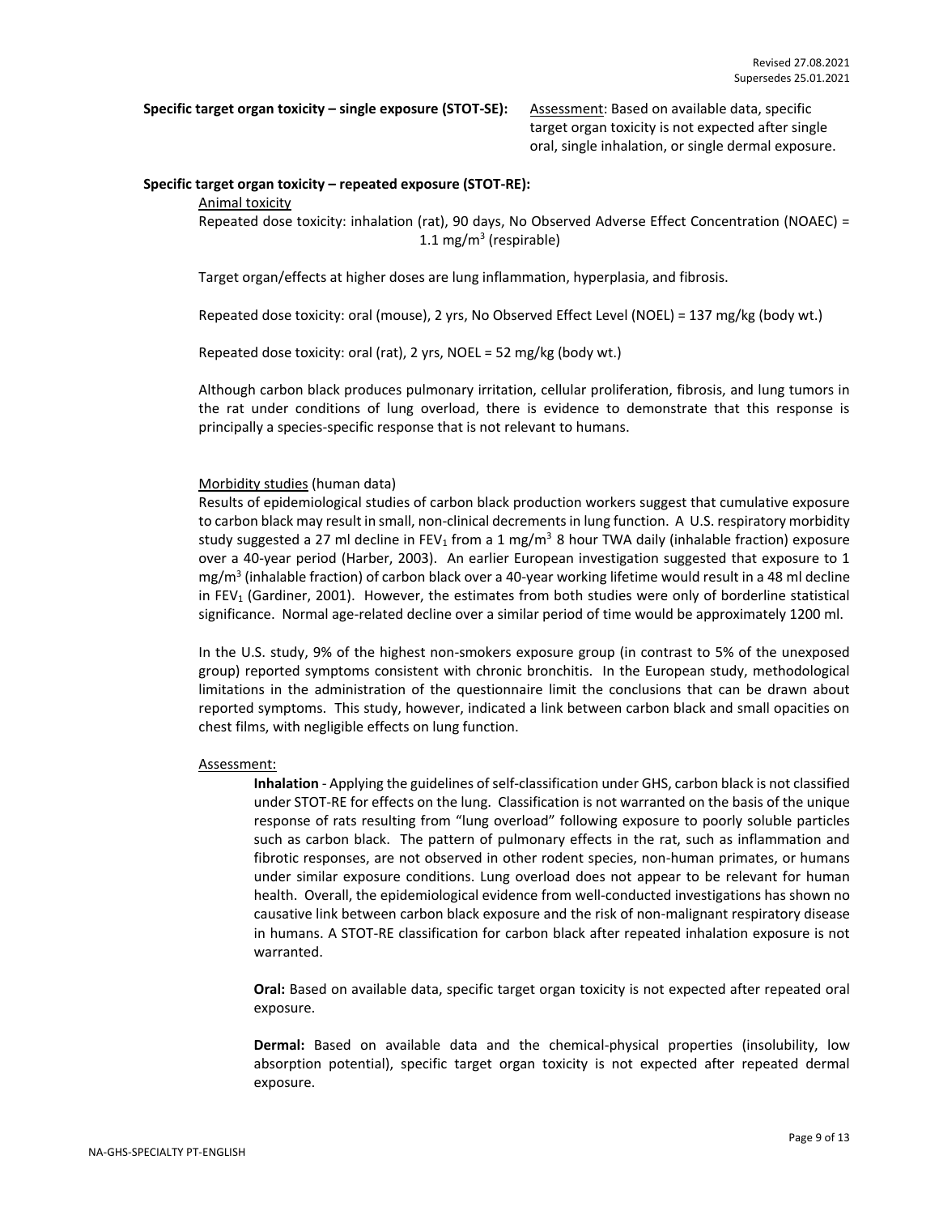**Specific target organ toxicity – single exposure (STOT-SE):** Assessment: Based on available data, specific target organ toxicity is not expected after single oral, single inhalation, or single dermal exposure.

**Specific target organ toxicity – repeated exposure (STOT-RE):**

Animal toxicity

Repeated dose toxicity: inhalation (rat), 90 days, No Observed Adverse Effect Concentration (NOAEC) = 1.1 mg/m$^3$ (respirable)

Target organ/effects at higher doses are lung inflammation, hyperplasia, and fibrosis.

Repeated dose toxicity: oral (mouse), 2 yrs, No Observed Effect Level (NOEL) = 137 mg/kg (body wt.)

Repeated dose toxicity: oral (rat), 2 yrs, NOEL = 52 mg/kg (body wt.)

Although carbon black produces pulmonary irritation, cellular proliferation, fibrosis, and lung tumors in the rat under conditions of lung overload, there is evidence to demonstrate that this response is principally a species-specific response that is not relevant to humans.

Morbidity studies (human data)

Results of epidemiological studies of carbon black production workers suggest that cumulative exposure to carbon black may result in small, non-clinical decrements in lung function. A U.S. respiratory morbidity study suggested a 27 ml decline in $FEV_1$ from a 1 mg/m$^3$ 8 hour TWA daily (inhalable fraction) exposure over a 40-year period (Harber, 2003). An earlier European investigation suggested that exposure to 1 mg/m$^3$ (inhalable fraction) of carbon black over a 40-year working lifetime would result in a 48 ml decline in $FEV_1$ (Gardiner, 2001). However, the estimates from both studies were only of borderline statistical significance. Normal age-related decline over a similar period of time would be approximately 1200 ml.

In the U.S. study, 9% of the highest non-smokers exposure group (in contrast to 5% of the unexposed group) reported symptoms consistent with chronic bronchitis. In the European study, methodological limitations in the administration of the questionnaire limit the conclusions that can be drawn about reported symptoms. This study, however, indicated a link between carbon black and small opacities on chest films, with negligible effects on lung function.

Assessment:

**Inhalation** - Applying the guidelines of self-classification under GHS, carbon black is not classified under STOT-RE for effects on the lung. Classification is not warranted on the basis of the unique response of rats resulting from "lung overload" following exposure to poorly soluble particles such as carbon black. The pattern of pulmonary effects in the rat, such as inflammation and fibrotic responses, are not observed in other rodent species, non-human primates, or humans under similar exposure conditions. Lung overload does not appear to be relevant for human health. Overall, the epidemiological evidence from well-conducted investigations has shown no causative link between carbon black exposure and the risk of non-malignant respiratory disease in humans. A STOT-RE classification for carbon black after repeated inhalation exposure is not warranted.

**Oral:** Based on available data, specific target organ toxicity is not expected after repeated oral exposure.

**Dermal:** Based on available data and the chemical-physical properties (insolubility, low absorption potential), specific target organ toxicity is not expected after repeated dermal exposure.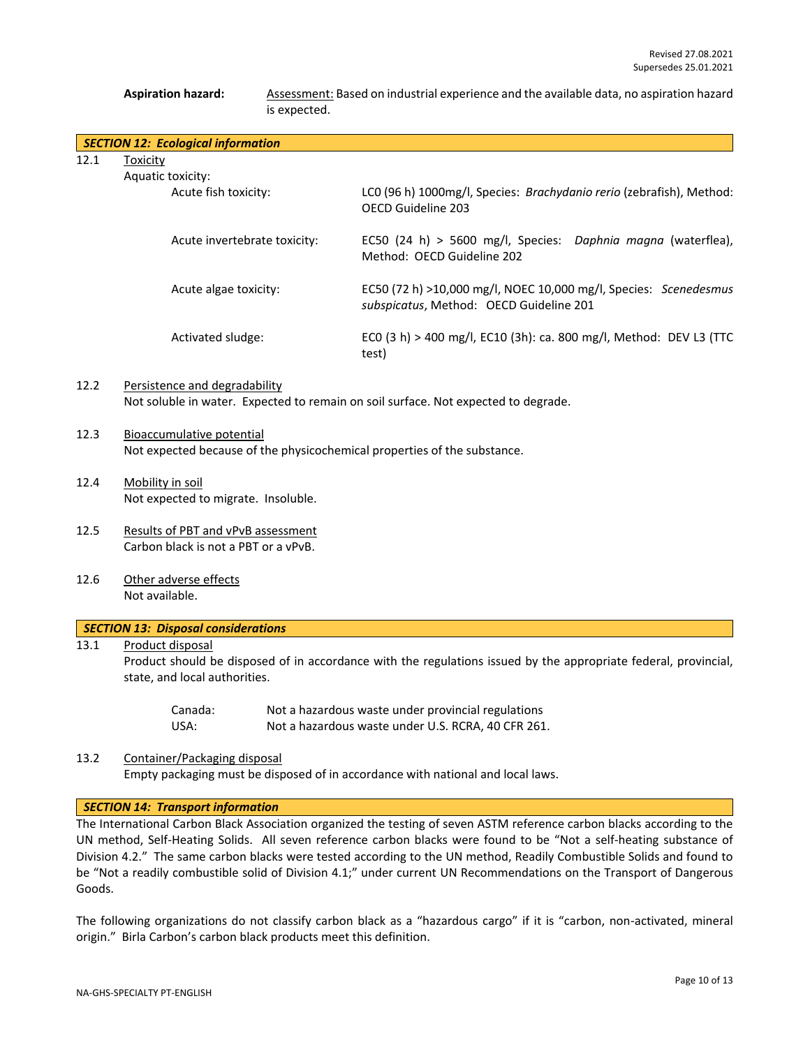**Aspiration hazard:** Assessment: Based on industrial experience and the available data, no aspiration hazard is expected.

## SECTION 12: Ecological information

12.1 Toxicity

Aquatic toxicity:

| | |
|---|---|
| Acute fish toxicity: | LC0 (96 h) 1000mg/l, Species: *Brachydanio rerio* (zebrafish), Method: OECD Guideline 203 |
| Acute invertebrate toxicity: | EC50 (24 h) > 5600 mg/l, Species: *Daphnia magna* (waterflea), Method: OECD Guideline 202 |
| Acute algae toxicity: | EC50 (72 h) >10,000 mg/l, NOEC 10,000 mg/l, Species: *Scenedesmus subspicatus*, Method: OECD Guideline 201 |
| Activated sludge: | EC0 (3 h) > 400 mg/l, EC10 (3h): ca. 800 mg/l, Method: DEV L3 (TTC test) |

12.2 Persistence and degradability

Not soluble in water. Expected to remain on soil surface. Not expected to degrade.

12.3 Bioaccumulative potential

Not expected because of the physicochemical properties of the substance.

12.4 Mobility in soil

Not expected to migrate. Insoluble.

12.5 Results of PBT and vPvB assessment

Carbon black is not a PBT or a vPvB.

12.6 Other adverse effects

Not available.

## SECTION 13: Disposal considerations

13.1 Product disposal

Product should be disposed of in accordance with the regulations issued by the appropriate federal, provincial, state, and local authorities.

| | |
|---|---|
| Canada: | Not a hazardous waste under provincial regulations |
| USA: | Not a hazardous waste under U.S. RCRA, 40 CFR 261. |

13.2 Container/Packaging disposal

Empty packaging must be disposed of in accordance with national and local laws.

## SECTION 14: Transport information

The International Carbon Black Association organized the testing of seven ASTM reference carbon blacks according to the UN method, Self-Heating Solids. All seven reference carbon blacks were found to be "Not a self-heating substance of Division 4.2." The same carbon blacks were tested according to the UN method, Readily Combustible Solids and found to be "Not a readily combustible solid of Division 4.1;" under current UN Recommendations on the Transport of Dangerous Goods.

The following organizations do not classify carbon black as a "hazardous cargo" if it is "carbon, non-activated, mineral origin." Birla Carbon's carbon black products meet this definition.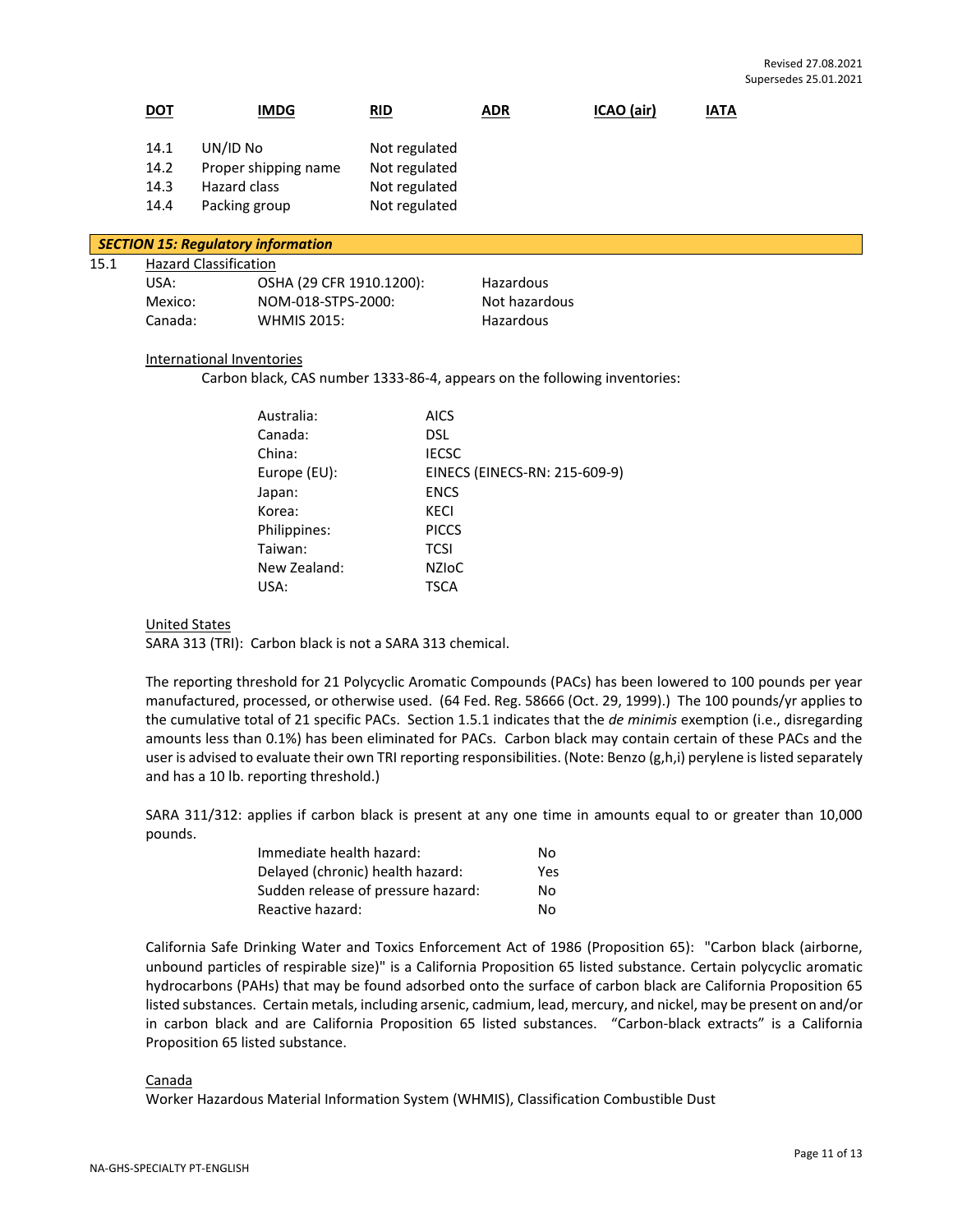| DOT | IMDG | RID | ADR | ICAO (air) | IATA |
|---|---|---|---|---|---|

| | | |
|---|---|---|
| 14.1 | UN/ID No | Not regulated |
| 14.2 | Proper shipping name | Not regulated |
| 14.3 | Hazard class | Not regulated |
| 14.4 | Packing group | Not regulated |

## *SECTION 15: Regulatory information*

15.1 Hazard Classification

| | | |
|---|---|---|
| USA: | OSHA (29 CFR 1910.1200): | Hazardous |
| Mexico: | NOM-018-STPS-2000: | Not hazardous |
| Canada: | WHMIS 2015: | Hazardous |

International Inventories

Carbon black, CAS number 1333-86-4, appears on the following inventories:

| | |
|---|---|
| Australia: | AICS |
| Canada: | DSL |
| China: | IECSC |
| Europe (EU): | EINECS (EINECS-RN: 215-609-9) |
| Japan: | ENCS |
| Korea: | KECI |
| Philippines: | PICCS |
| Taiwan: | TCSI |
| New Zealand: | NZIoC |
| USA: | TSCA |

United States

SARA 313 (TRI): Carbon black is not a SARA 313 chemical.

The reporting threshold for 21 Polycyclic Aromatic Compounds (PACs) has been lowered to 100 pounds per year manufactured, processed, or otherwise used. (64 Fed. Reg. 58666 (Oct. 29, 1999).) The 100 pounds/yr applies to the cumulative total of 21 specific PACs. Section 1.5.1 indicates that the *de minimis* exemption (i.e., disregarding amounts less than 0.1%) has been eliminated for PACs. Carbon black may contain certain of these PACs and the user is advised to evaluate their own TRI reporting responsibilities. (Note: Benzo (g,h,i) perylene is listed separately and has a 10 lb. reporting threshold.)

SARA 311/312: applies if carbon black is present at any one time in amounts equal to or greater than 10,000 pounds.

| | |
|---|---|
| Immediate health hazard: | No |
| Delayed (chronic) health hazard: | Yes |
| Sudden release of pressure hazard: | No |
| Reactive hazard: | No |

California Safe Drinking Water and Toxics Enforcement Act of 1986 (Proposition 65): "Carbon black (airborne, unbound particles of respirable size)" is a California Proposition 65 listed substance. Certain polycyclic aromatic hydrocarbons (PAHs) that may be found adsorbed onto the surface of carbon black are California Proposition 65 listed substances. Certain metals, including arsenic, cadmium, lead, mercury, and nickel, may be present on and/or in carbon black and are California Proposition 65 listed substances. "Carbon-black extracts" is a California Proposition 65 listed substance.

Canada

Worker Hazardous Material Information System (WHMIS), Classification Combustible Dust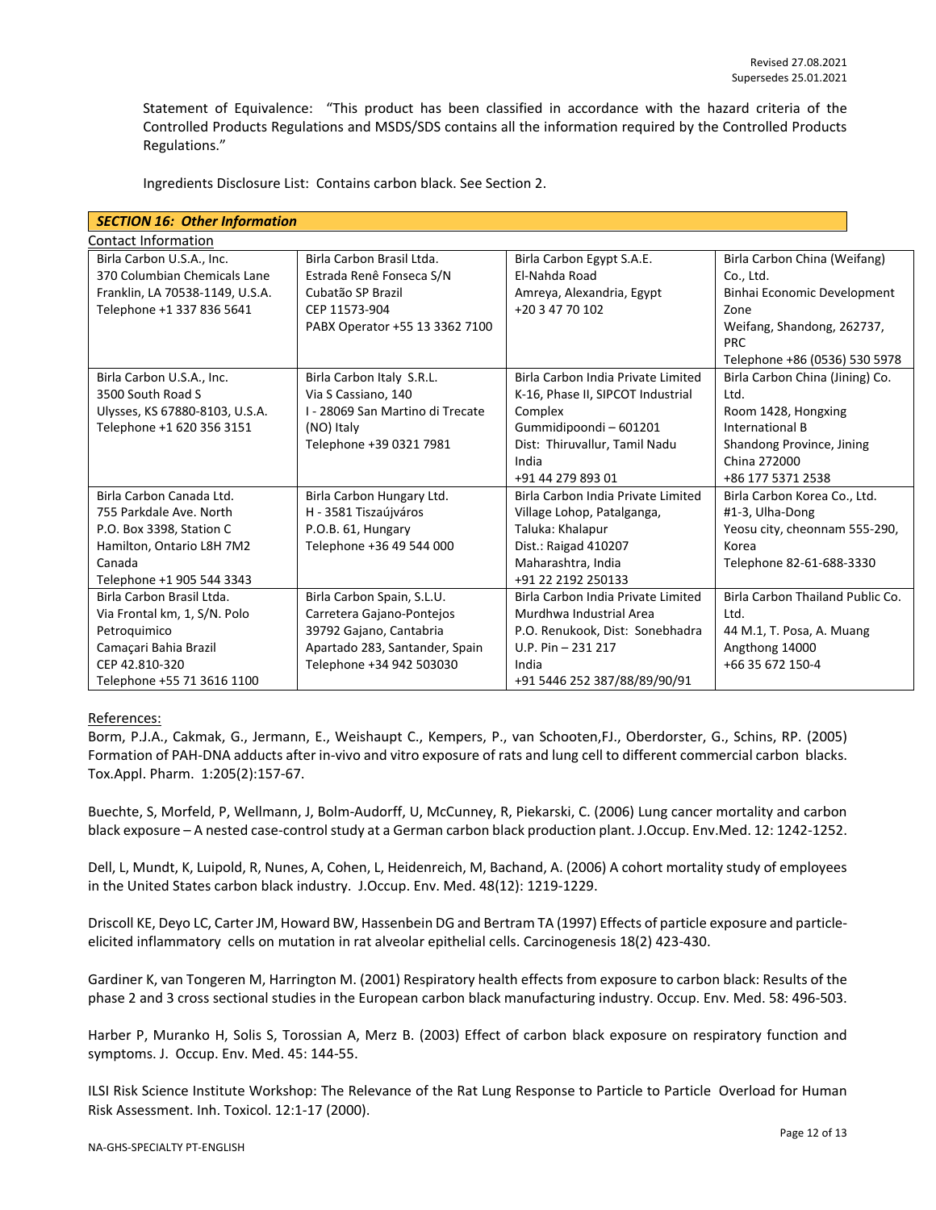Statement of Equivalence: "This product has been classified in accordance with the hazard criteria of the Controlled Products Regulations and MSDS/SDS contains all the information required by the Controlled Products Regulations."

Ingredients Disclosure List: Contains carbon black. See Section 2.

## *SECTION 16: Other Information*

Contact Information

| | | | |
|---|---|---|---|
| Birla Carbon U.S.A., Inc.<br>370 Columbian Chemicals Lane<br>Franklin, LA 70538-1149, U.S.A.<br>Telephone +1 337 836 5641 | Birla Carbon Brasil Ltda.<br>Estrada Renê Fonseca S/N<br>Cubatão SP Brazil<br>CEP 11573-904<br>PABX Operator +55 13 3362 7100 | Birla Carbon Egypt S.A.E.<br>El-Nahda Road<br>Amreya, Alexandria, Egypt<br>+20 3 47 70 102 | Birla Carbon China (Weifang) Co., Ltd.<br>Binhai Economic Development Zone<br>Weifang, Shandong, 262737, PRC<br>Telephone +86 (0536) 530 5978 |
| Birla Carbon U.S.A., Inc.<br>3500 South Road S<br>Ulysses, KS 67880-8103, U.S.A.<br>Telephone +1 620 356 3151 | Birla Carbon Italy S.R.L.<br>Via S Cassiano, 140<br>I - 28069 San Martino di Trecate (NO) Italy<br>Telephone +39 0321 7981 | Birla Carbon India Private Limited<br>K-16, Phase II, SIPCOT Industrial Complex<br>Gummidipoondi – 601201<br>Dist: Thiruvallur, Tamil Nadu<br>India<br>+91 44 279 893 01 | Birla Carbon China (Jining) Co. Ltd.<br>Room 1428, Hongxing International B<br>Shandong Province, Jining<br>China 272000<br>+86 177 5371 2538 |
| Birla Carbon Canada Ltd.<br>755 Parkdale Ave. North<br>P.O. Box 3398, Station C<br>Hamilton, Ontario L8H 7M2<br>Canada<br>Telephone +1 905 544 3343 | Birla Carbon Hungary Ltd.<br>H - 3581 Tiszaújváros<br>P.O.B. 61, Hungary<br>Telephone +36 49 544 000 | Birla Carbon India Private Limited<br>Village Lohop, Patalganga,<br>Taluka: Khalapur<br>Dist.: Raigad 410207<br>Maharashtra, India<br>+91 22 2192 250133 | Birla Carbon Korea Co., Ltd.<br>#1-3, Ulha-Dong<br>Yeosu city, cheonnam 555-290, Korea<br>Telephone 82-61-688-3330 |
| Birla Carbon Brasil Ltda.<br>Via Frontal km, 1, S/N. Polo Petroquimico<br>Camaçari Bahia Brazil<br>CEP 42.810-320<br>Telephone +55 71 3616 1100 | Birla Carbon Spain, S.L.U.<br>Carretera Gajano-Pontejos<br>39792 Gajano, Cantabria<br>Apartado 283, Santander, Spain<br>Telephone +34 942 503030 | Birla Carbon India Private Limited<br>Murdhwa Industrial Area<br>P.O. Renukook, Dist: Sonebhadra<br>U.P. Pin – 231 217<br>India<br>+91 5446 252 387/88/89/90/91 | Birla Carbon Thailand Public Co. Ltd.<br>44 M.1, T. Posa, A. Muang<br>Angthong 14000<br>+66 35 672 150-4 |

References:

Borm, P.J.A., Cakmak, G., Jermann, E., Weishaupt C., Kempers, P., van Schooten,FJ., Oberdorster, G., Schins, RP. (2005) Formation of PAH-DNA adducts after in-vivo and vitro exposure of rats and lung cell to different commercial carbon blacks. Tox.Appl. Pharm. 1:205(2):157-67.

Buechte, S, Morfeld, P, Wellmann, J, Bolm-Audorff, U, McCunney, R, Piekarski, C. (2006) Lung cancer mortality and carbon black exposure – A nested case-control study at a German carbon black production plant. J.Occup. Env.Med. 12: 1242-1252.

Dell, L, Mundt, K, Luipold, R, Nunes, A, Cohen, L, Heidenreich, M, Bachand, A. (2006) A cohort mortality study of employees in the United States carbon black industry. J.Occup. Env. Med. 48(12): 1219-1229.

Driscoll KE, Deyo LC, Carter JM, Howard BW, Hassenbein DG and Bertram TA (1997) Effects of particle exposure and particle-elicited inflammatory cells on mutation in rat alveolar epithelial cells. Carcinogenesis 18(2) 423-430.

Gardiner K, van Tongeren M, Harrington M. (2001) Respiratory health effects from exposure to carbon black: Results of the phase 2 and 3 cross sectional studies in the European carbon black manufacturing industry. Occup. Env. Med. 58: 496-503.

Harber P, Muranko H, Solis S, Torossian A, Merz B. (2003) Effect of carbon black exposure on respiratory function and symptoms. J. Occup. Env. Med. 45: 144-55.

ILSI Risk Science Institute Workshop: The Relevance of the Rat Lung Response to Particle to Particle Overload for Human Risk Assessment. Inh. Toxicol. 12:1-17 (2000).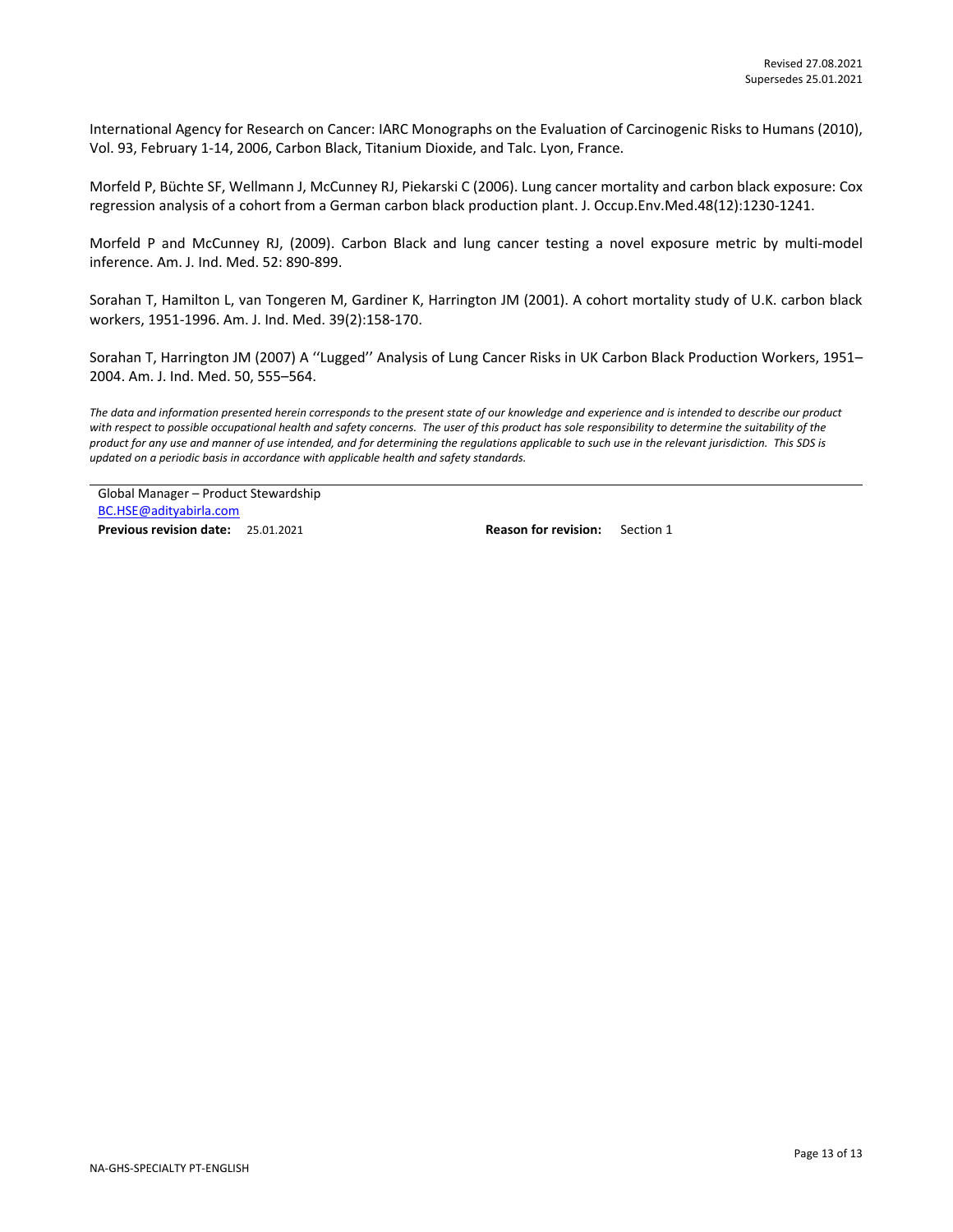International Agency for Research on Cancer: IARC Monographs on the Evaluation of Carcinogenic Risks to Humans (2010), Vol. 93, February 1-14, 2006, Carbon Black, Titanium Dioxide, and Talc. Lyon, France.

Morfeld P, Büchte SF, Wellmann J, McCunney RJ, Piekarski C (2006). Lung cancer mortality and carbon black exposure: Cox regression analysis of a cohort from a German carbon black production plant. J. Occup.Env.Med.48(12):1230-1241.

Morfeld P and McCunney RJ, (2009). Carbon Black and lung cancer testing a novel exposure metric by multi-model inference. Am. J. Ind. Med. 52: 890-899.

Sorahan T, Hamilton L, van Tongeren M, Gardiner K, Harrington JM (2001). A cohort mortality study of U.K. carbon black workers, 1951-1996. Am. J. Ind. Med. 39(2):158-170.

Sorahan T, Harrington JM (2007) A ''Lugged'' Analysis of Lung Cancer Risks in UK Carbon Black Production Workers, 1951–2004. Am. J. Ind. Med. 50, 555–564.

*The data and information presented herein corresponds to the present state of our knowledge and experience and is intended to describe our product with respect to possible occupational health and safety concerns. The user of this product has sole responsibility to determine the suitability of the product for any use and manner of use intended, and for determining the regulations applicable to such use in the relevant jurisdiction. This SDS is updated on a periodic basis in accordance with applicable health and safety standards.*

---

Global Manager – Product Stewardship
BC.HSE@adityabirla.com
**Previous revision date:** 25.01.2021 **Reason for revision:** Section 1